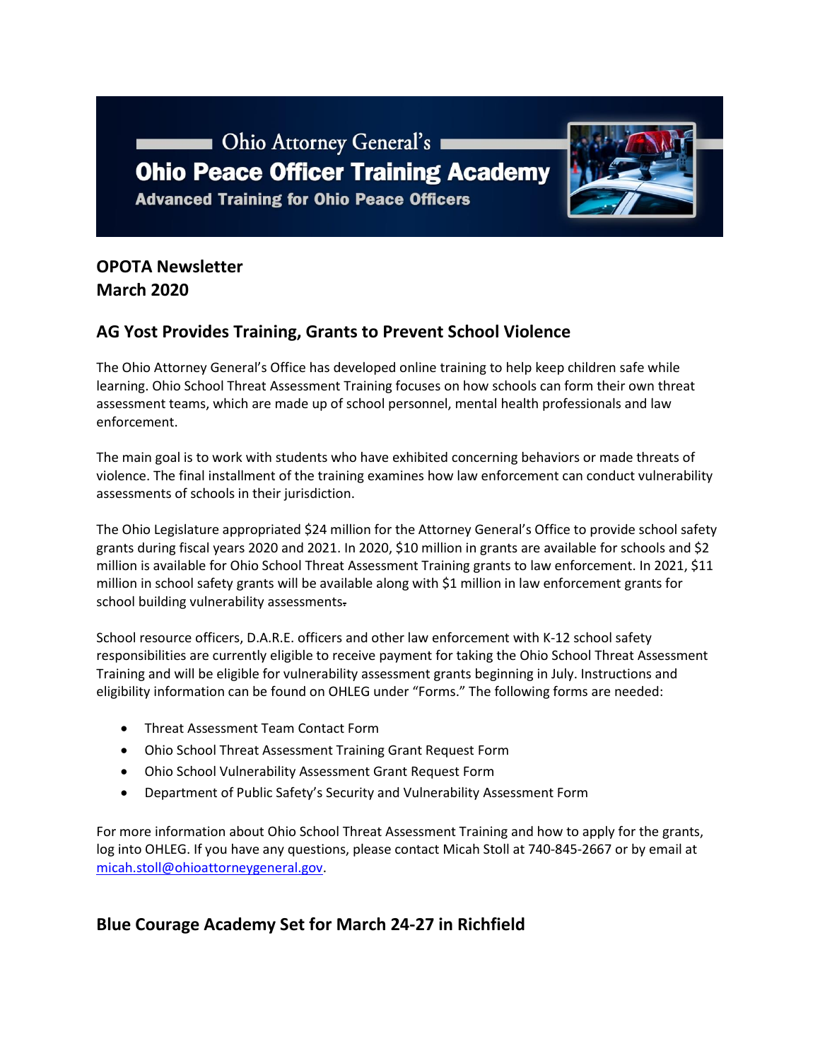Ohio Attorney General's

# Ohio Peace Officer Training Academy

**Advanced Training for Ohio Peace Officers**

**OPOTA Newsletter**
**March 2020**

## AG Yost Provides Training, Grants to Prevent School Violence

The Ohio Attorney General's Office has developed online training to help keep children safe while learning. Ohio School Threat Assessment Training focuses on how schools can form their own threat assessment teams, which are made up of school personnel, mental health professionals and law enforcement.

The main goal is to work with students who have exhibited concerning behaviors or made threats of violence. The final installment of the training examines how law enforcement can conduct vulnerability assessments of schools in their jurisdiction.

The Ohio Legislature appropriated $24 million for the Attorney General's Office to provide school safety grants during fiscal years 2020 and 2021. In 2020, $10 million in grants are available for schools and $2 million is available for Ohio School Threat Assessment Training grants to law enforcement. In 2021, $11 million in school safety grants will be available along with $1 million in law enforcement grants for school building vulnerability assessments.

School resource officers, D.A.R.E. officers and other law enforcement with K-12 school safety responsibilities are currently eligible to receive payment for taking the Ohio School Threat Assessment Training and will be eligible for vulnerability assessment grants beginning in July. Instructions and eligibility information can be found on OHLEG under "Forms." The following forms are needed:

- Threat Assessment Team Contact Form
- Ohio School Threat Assessment Training Grant Request Form
- Ohio School Vulnerability Assessment Grant Request Form
- Department of Public Safety's Security and Vulnerability Assessment Form

For more information about Ohio School Threat Assessment Training and how to apply for the grants, log into OHLEG. If you have any questions, please contact Micah Stoll at 740-845-2667 or by email at micah.stoll@ohioattorneygeneral.gov.

## Blue Courage Academy Set for March 24-27 in Richfield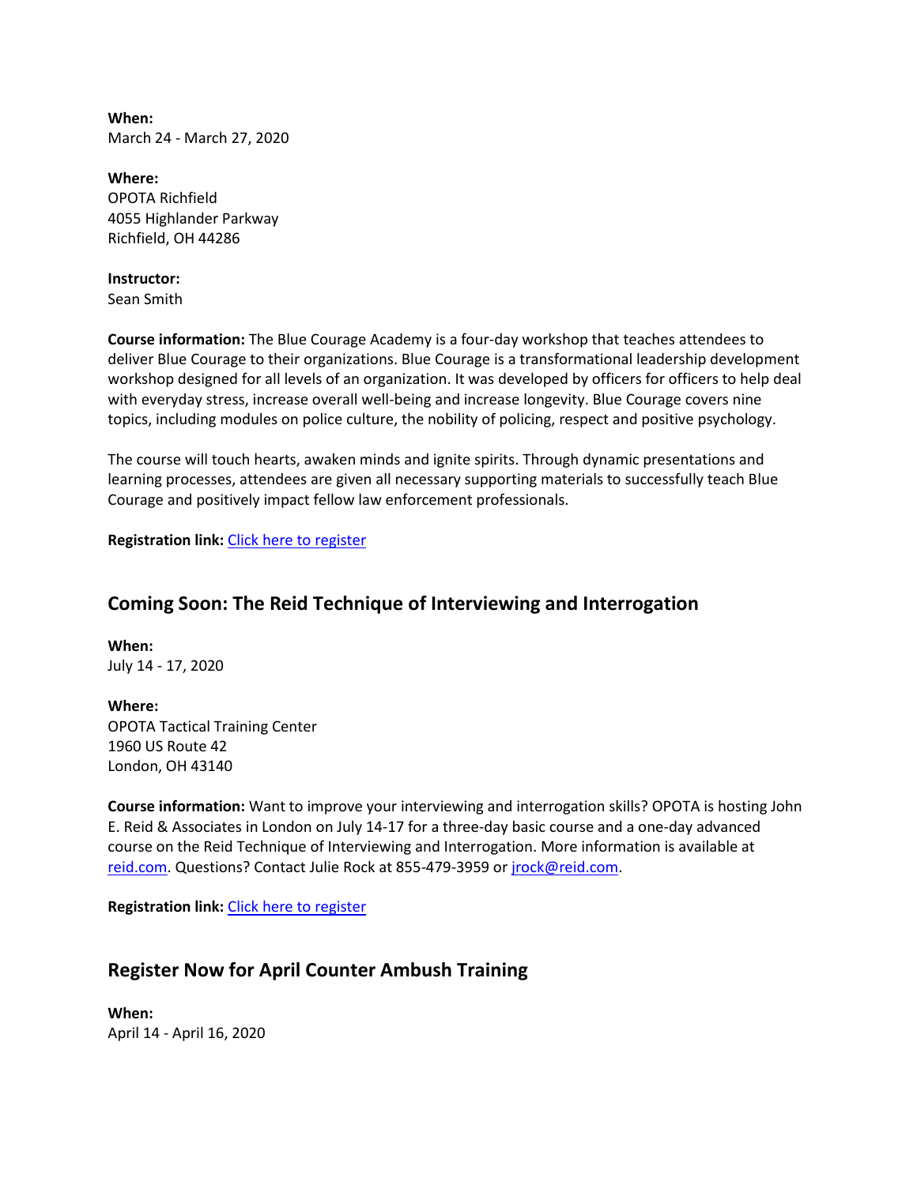**When:**
March 24 - March 27, 2020

**Where:**
OPOTA Richfield
4055 Highlander Parkway
Richfield, OH 44286

**Instructor:**
Sean Smith

**Course information:** The Blue Courage Academy is a four-day workshop that teaches attendees to deliver Blue Courage to their organizations. Blue Courage is a transformational leadership development workshop designed for all levels of an organization. It was developed by officers for officers to help deal with everyday stress, increase overall well-being and increase longevity. Blue Courage covers nine topics, including modules on police culture, the nobility of policing, respect and positive psychology.

The course will touch hearts, awaken minds and ignite spirits. Through dynamic presentations and learning processes, attendees are given all necessary supporting materials to successfully teach Blue Courage and positively impact fellow law enforcement professionals.

**Registration link:** Click here to register

## Coming Soon: The Reid Technique of Interviewing and Interrogation

**When:**
July 14 - 17, 2020

**Where:**
OPOTA Tactical Training Center
1960 US Route 42
London, OH 43140

**Course information:** Want to improve your interviewing and interrogation skills? OPOTA is hosting John E. Reid & Associates in London on July 14-17 for a three-day basic course and a one-day advanced course on the Reid Technique of Interviewing and Interrogation. More information is available at reid.com. Questions? Contact Julie Rock at 855-479-3959 or jrock@reid.com.

**Registration link:** Click here to register

## Register Now for April Counter Ambush Training

**When:**
April 14 - April 16, 2020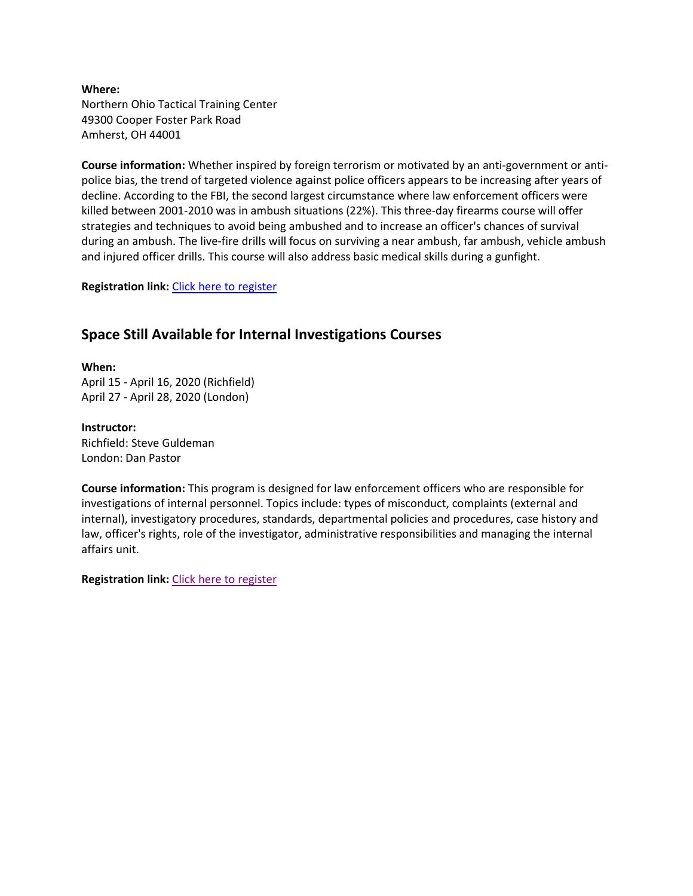**Where:**
Northern Ohio Tactical Training Center
49300 Cooper Foster Park Road
Amherst, OH 44001

**Course information:** Whether inspired by foreign terrorism or motivated by an anti-government or anti-police bias, the trend of targeted violence against police officers appears to be increasing after years of decline. According to the FBI, the second largest circumstance where law enforcement officers were killed between 2001-2010 was in ambush situations (22%). This three-day firearms course will offer strategies and techniques to avoid being ambushed and to increase an officer's chances of survival during an ambush. The live-fire drills will focus on surviving a near ambush, far ambush, vehicle ambush and injured officer drills. This course will also address basic medical skills during a gunfight.

**Registration link:** Click here to register

## Space Still Available for Internal Investigations Courses

**When:**
April 15 - April 16, 2020 (Richfield)
April 27 - April 28, 2020 (London)

**Instructor:**
Richfield: Steve Guldeman
London: Dan Pastor

**Course information:** This program is designed for law enforcement officers who are responsible for investigations of internal personnel. Topics include: types of misconduct, complaints (external and internal), investigatory procedures, standards, departmental policies and procedures, case history and law, officer's rights, role of the investigator, administrative responsibilities and managing the internal affairs unit.

**Registration link:** Click here to register